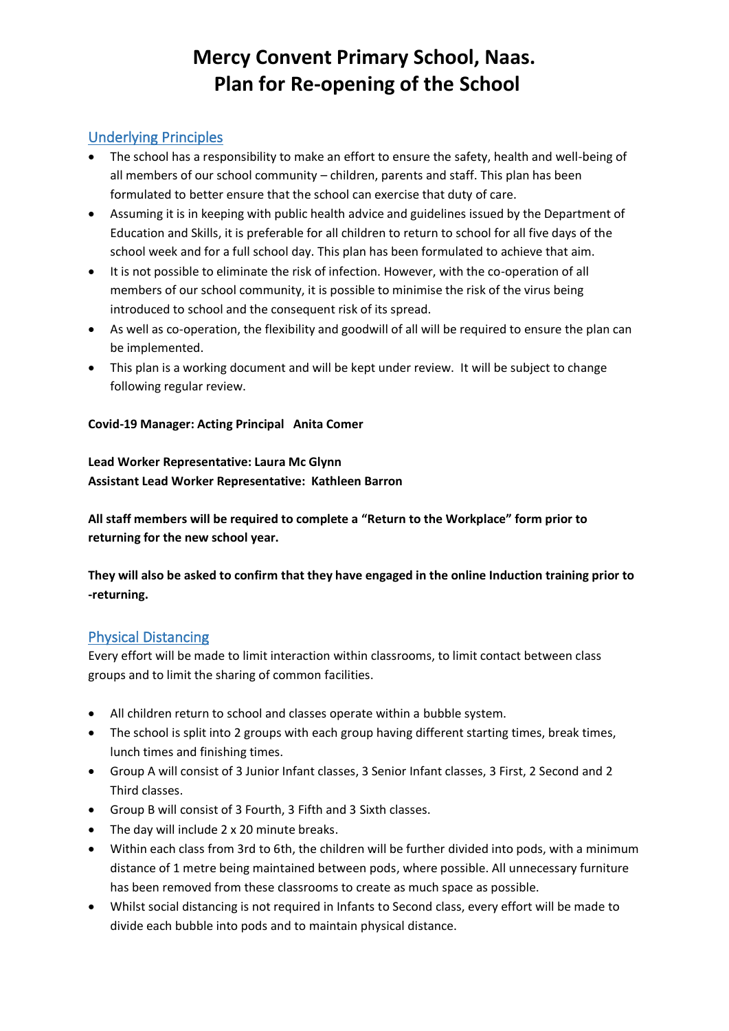# Mercy Convent Primary School, Naas.
# Plan for Re-opening of the School

## Underlying Principles

- The school has a responsibility to make an effort to ensure the safety, health and well-being of all members of our school community – children, parents and staff. This plan has been formulated to better ensure that the school can exercise that duty of care.
- Assuming it is in keeping with public health advice and guidelines issued by the Department of Education and Skills, it is preferable for all children to return to school for all five days of the school week and for a full school day. This plan has been formulated to achieve that aim.
- It is not possible to eliminate the risk of infection. However, with the co-operation of all members of our school community, it is possible to minimise the risk of the virus being introduced to school and the consequent risk of its spread.
- As well as co-operation, the flexibility and goodwill of all will be required to ensure the plan can be implemented.
- This plan is a working document and will be kept under review. It will be subject to change following regular review.

**Covid-19 Manager: Acting Principal Anita Comer**

**Lead Worker Representative: Laura Mc Glynn**
**Assistant Lead Worker Representative: Kathleen Barron**

**All staff members will be required to complete a "Return to the Workplace" form prior to returning for the new school year.**

**They will also be asked to confirm that they have engaged in the online Induction training prior to -returning.**

## Physical Distancing

Every effort will be made to limit interaction within classrooms, to limit contact between class groups and to limit the sharing of common facilities.

- All children return to school and classes operate within a bubble system.
- The school is split into 2 groups with each group having different starting times, break times, lunch times and finishing times.
- Group A will consist of 3 Junior Infant classes, 3 Senior Infant classes, 3 First, 2 Second and 2 Third classes.
- Group B will consist of 3 Fourth, 3 Fifth and 3 Sixth classes.
- The day will include 2 x 20 minute breaks.
- Within each class from 3rd to 6th, the children will be further divided into pods, with a minimum distance of 1 metre being maintained between pods, where possible. All unnecessary furniture has been removed from these classrooms to create as much space as possible.
- Whilst social distancing is not required in Infants to Second class, every effort will be made to divide each bubble into pods and to maintain physical distance.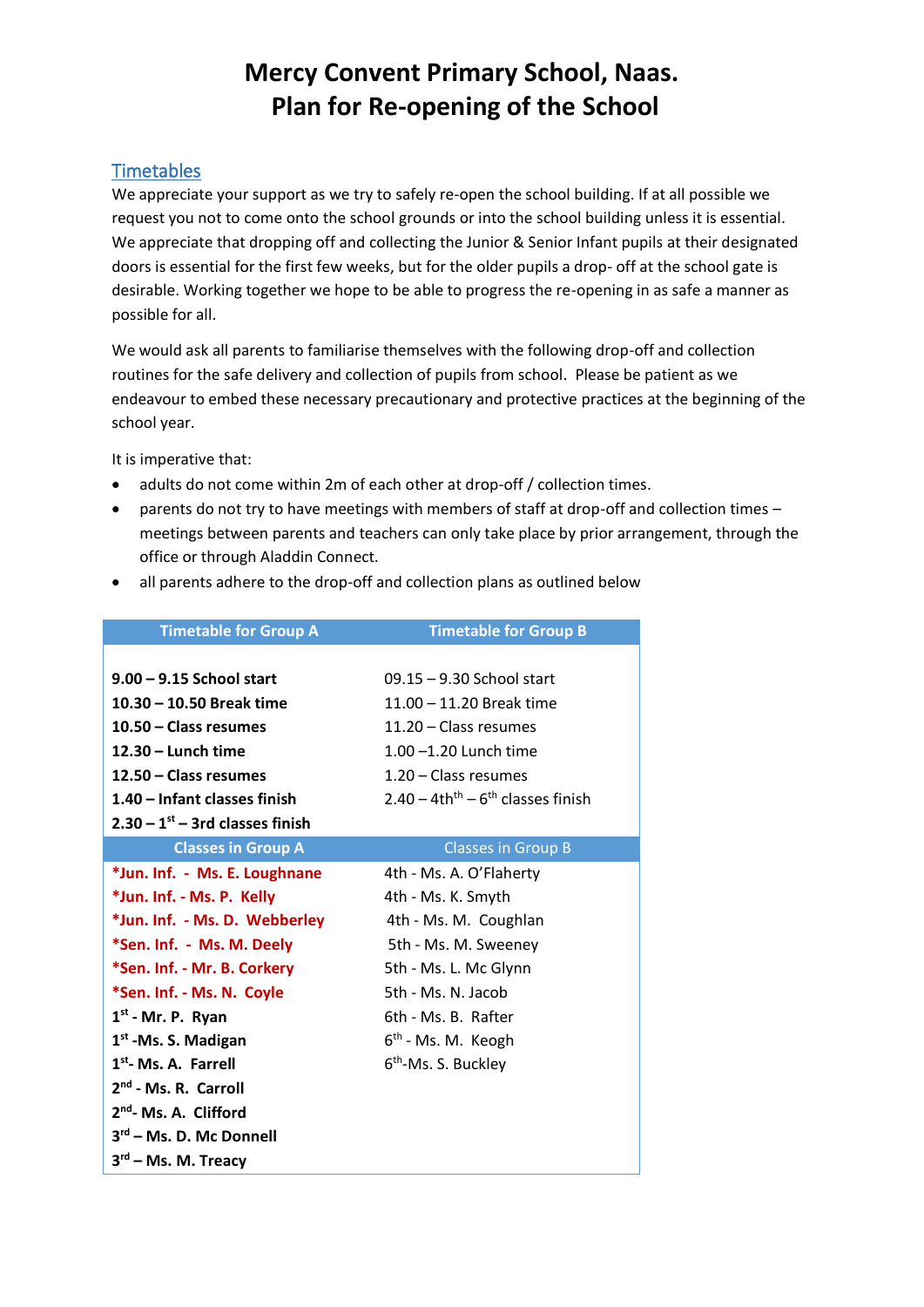# Mercy Convent Primary School, Naas.
# Plan for Re-opening of the School

## Timetables

We appreciate your support as we try to safely re-open the school building. If at all possible we request you not to come onto the school grounds or into the school building unless it is essential. We appreciate that dropping off and collecting the Junior & Senior Infant pupils at their designated doors is essential for the first few weeks, but for the older pupils a drop- off at the school gate is desirable. Working together we hope to be able to progress the re-opening in as safe a manner as possible for all.

We would ask all parents to familiarise themselves with the following drop-off and collection routines for the safe delivery and collection of pupils from school. Please be patient as we endeavour to embed these necessary precautionary and protective practices at the beginning of the school year.

It is imperative that:

- adults do not come within 2m of each other at drop-off / collection times.
- parents do not try to have meetings with members of staff at drop-off and collection times – meetings between parents and teachers can only take place by prior arrangement, through the office or through Aladdin Connect.
- all parents adhere to the drop-off and collection plans as outlined below

| Timetable for Group A | Timetable for Group B |
|---|---|
| **9.00 – 9.15 School start** | 09.15 – 9.30 School start |
| **10.30 – 10.50 Break time** | 11.00 – 11.20 Break time |
| **10.50 – Class resumes** | 11.20 – Class resumes |
| **12.30 – Lunch time** | 1.00 –1.20 Lunch time |
| **12.50 – Class resumes** | 1.20 – Class resumes |
| **1.40 – Infant classes finish** | 2.40 – 4th[th] – 6[th] classes finish |
| **2.30 – 1[st] – 3rd classes finish** | |
| **Classes in Group A** | **Classes in Group B** |
| ***Jun. Inf. - Ms. E. Loughnane** | 4th - Ms. A. O'Flaherty |
| ***Jun. Inf. - Ms. P. Kelly** | 4th - Ms. K. Smyth |
| ***Jun. Inf. - Ms. D. Webberley** | 4th - Ms. M. Coughlan |
| ***Sen. Inf. - Ms. M. Deely** | 5th - Ms. M. Sweeney |
| ***Sen. Inf. - Mr. B. Corkery** | 5th - Ms. L. Mc Glynn |
| ***Sen. Inf. - Ms. N. Coyle** | 5th - Ms. N. Jacob |
| **1[st] - Mr. P. Ryan** | 6th - Ms. B. Rafter |
| **1[st] -Ms. S. Madigan** | 6[th] - Ms. M. Keogh |
| **1[st]- Ms. A. Farrell** | 6[th]-Ms. S. Buckley |
| **2[nd] - Ms. R. Carroll** | |
| **2[nd]- Ms. A. Clifford** | |
| **3[rd] – Ms. D. Mc Donnell** | |
| **3[rd] – Ms. M. Treacy** | |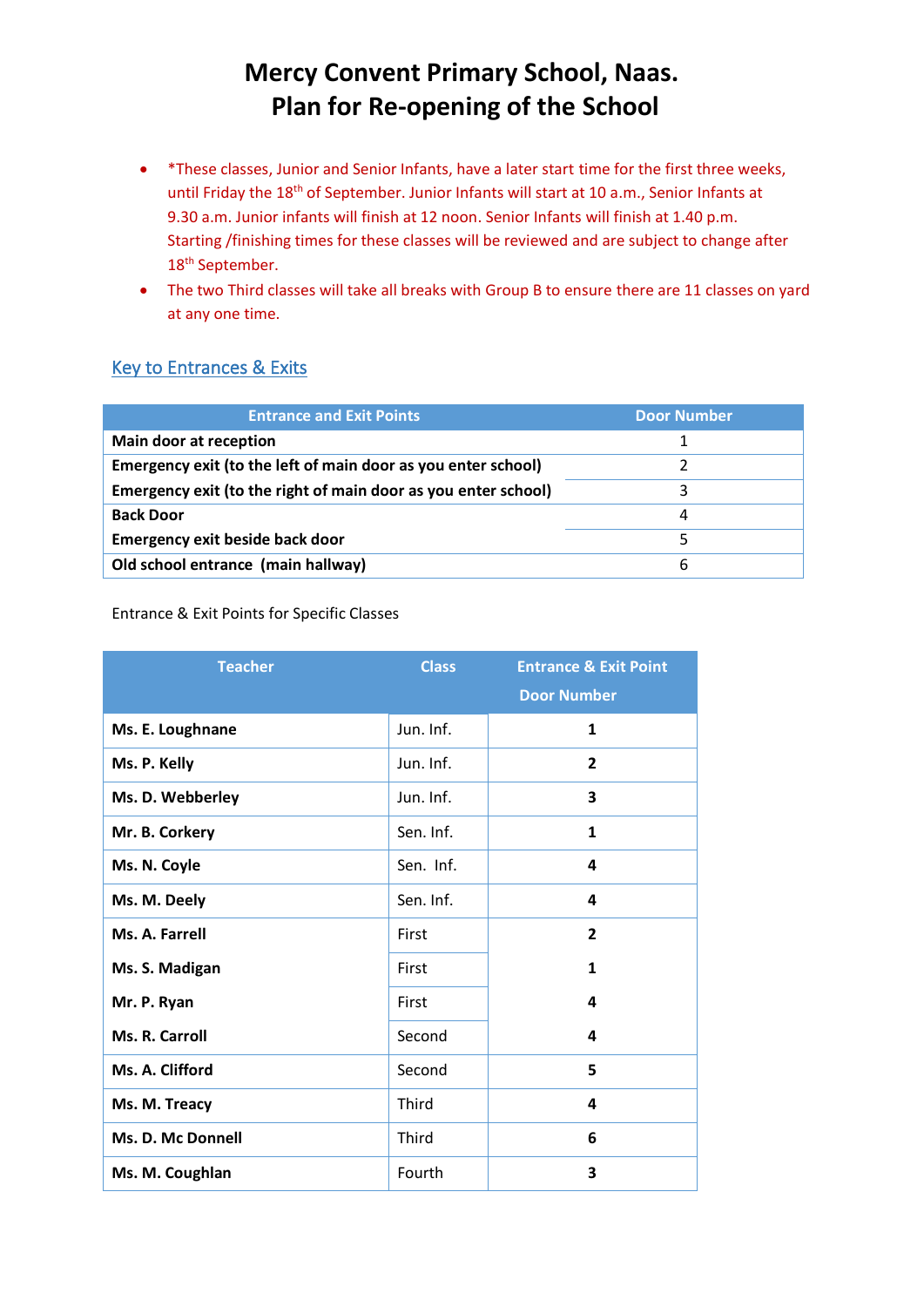# Mercy Convent Primary School, Naas.
# Plan for Re-opening of the School

- *These classes, Junior and Senior Infants, have a later start time for the first three weeks, until Friday the 18th of September. Junior Infants will start at 10 a.m., Senior Infants at 9.30 a.m. Junior infants will finish at 12 noon. Senior Infants will finish at 1.40 p.m. Starting /finishing times for these classes will be reviewed and are subject to change after 18th September.
- The two Third classes will take all breaks with Group B to ensure there are 11 classes on yard at any one time.

## Key to Entrances & Exits

| Entrance and Exit Points | Door Number |
|---|---|
| **Main door at reception** | 1 |
| **Emergency exit (to the left of main door as you enter school)** | 2 |
| **Emergency exit (to the right of main door as you enter school)** | 3 |
| **Back Door** | 4 |
| **Emergency exit beside back door** | 5 |
| **Old school entrance (main hallway)** | 6 |

Entrance & Exit Points for Specific Classes

| Teacher | Class | Entrance & Exit Point Door Number |
|---|---|---|
| **Ms. E. Loughnane** | Jun. Inf. | **1** |
| **Ms. P. Kelly** | Jun. Inf. | **2** |
| **Ms. D. Webberley** | Jun. Inf. | **3** |
| **Mr. B. Corkery** | Sen. Inf. | **1** |
| **Ms. N. Coyle** | Sen. Inf. | **4** |
| **Ms. M. Deely** | Sen. Inf. | **4** |
| **Ms. A. Farrell** | First | **2** |
| **Ms. S. Madigan** | First | **1** |
| **Mr. P. Ryan** | First | **4** |
| **Ms. R. Carroll** | Second | **4** |
| **Ms. A. Clifford** | Second | **5** |
| **Ms. M. Treacy** | Third | **4** |
| **Ms. D. Mc Donnell** | Third | **6** |
| **Ms. M. Coughlan** | Fourth | **3** |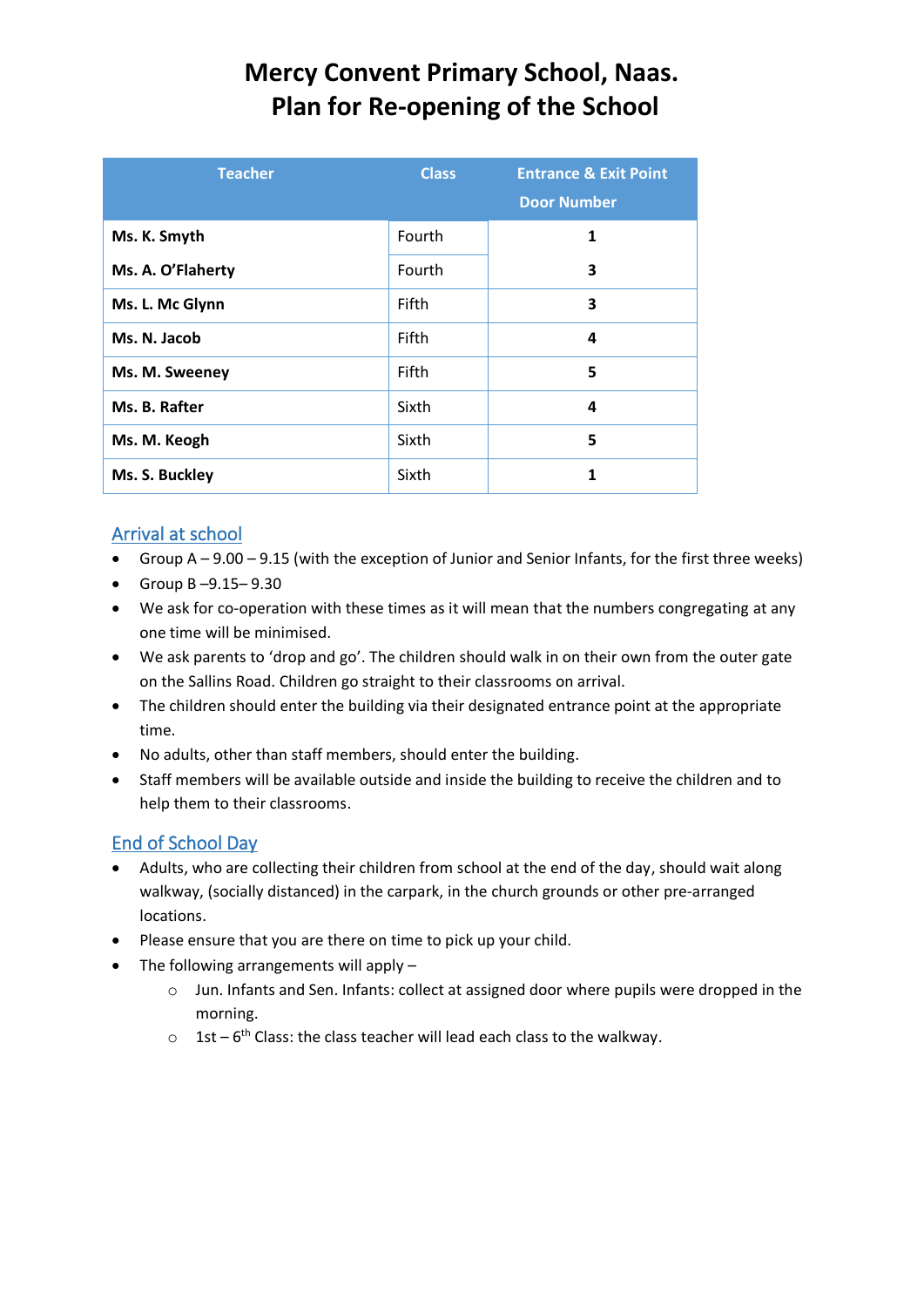# Mercy Convent Primary School, Naas.
# Plan for Re-opening of the School

| Teacher | Class | Entrance & Exit Point Door Number |
|---|---|---|
| **Ms. K. Smyth** | Fourth | **1** |
| **Ms. A. O'Flaherty** | Fourth | **3** |
| **Ms. L. Mc Glynn** | Fifth | **3** |
| **Ms. N. Jacob** | Fifth | **4** |
| **Ms. M. Sweeney** | Fifth | **5** |
| **Ms. B. Rafter** | Sixth | **4** |
| **Ms. M. Keogh** | Sixth | **5** |
| **Ms. S. Buckley** | Sixth | **1** |

## Arrival at school

- Group A – 9.00 – 9.15 (with the exception of Junior and Senior Infants, for the first three weeks)
- Group B –9.15– 9.30
- We ask for co-operation with these times as it will mean that the numbers congregating at any one time will be minimised.
- We ask parents to 'drop and go'. The children should walk in on their own from the outer gate on the Sallins Road. Children go straight to their classrooms on arrival.
- The children should enter the building via their designated entrance point at the appropriate time.
- No adults, other than staff members, should enter the building.
- Staff members will be available outside and inside the building to receive the children and to help them to their classrooms.

## End of School Day

- Adults, who are collecting their children from school at the end of the day, should wait along walkway, (socially distanced) in the carpark, in the church grounds or other pre-arranged locations.
- Please ensure that you are there on time to pick up your child.
- The following arrangements will apply –
  - Jun. Infants and Sen. Infants: collect at assigned door where pupils were dropped in the morning.
  - 1st – 6th Class: the class teacher will lead each class to the walkway.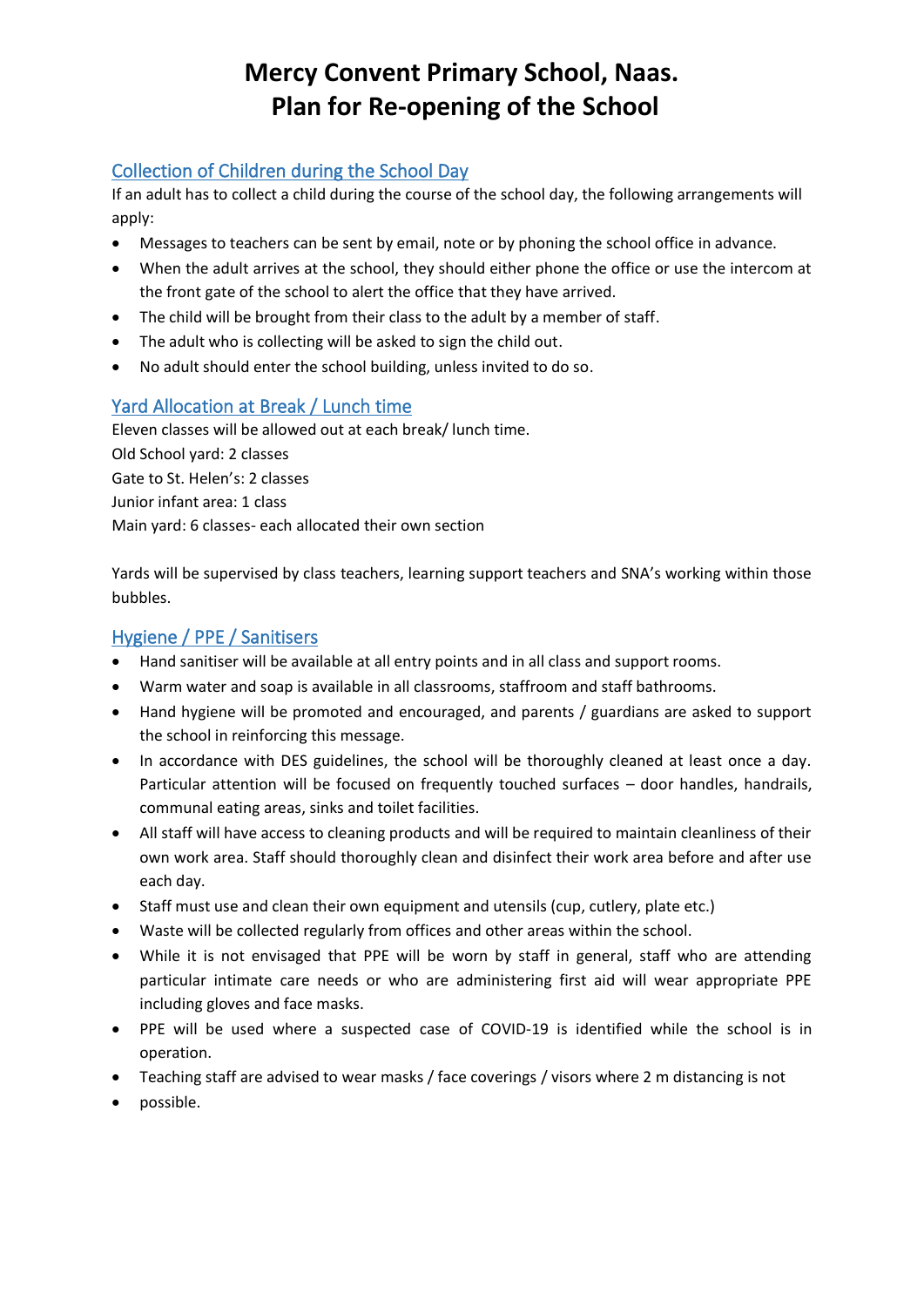# Mercy Convent Primary School, Naas.
# Plan for Re-opening of the School

## Collection of Children during the School Day

If an adult has to collect a child during the course of the school day, the following arrangements will apply:

- Messages to teachers can be sent by email, note or by phoning the school office in advance.
- When the adult arrives at the school, they should either phone the office or use the intercom at the front gate of the school to alert the office that they have arrived.
- The child will be brought from their class to the adult by a member of staff.
- The adult who is collecting will be asked to sign the child out.
- No adult should enter the school building, unless invited to do so.

## Yard Allocation at Break / Lunch time

Eleven classes will be allowed out at each break/ lunch time.
Old School yard: 2 classes
Gate to St. Helen's: 2 classes
Junior infant area: 1 class
Main yard: 6 classes- each allocated their own section

Yards will be supervised by class teachers, learning support teachers and SNA's working within those bubbles.

## Hygiene / PPE / Sanitisers

- Hand sanitiser will be available at all entry points and in all class and support rooms.
- Warm water and soap is available in all classrooms, staffroom and staff bathrooms.
- Hand hygiene will be promoted and encouraged, and parents / guardians are asked to support the school in reinforcing this message.
- In accordance with DES guidelines, the school will be thoroughly cleaned at least once a day. Particular attention will be focused on frequently touched surfaces – door handles, handrails, communal eating areas, sinks and toilet facilities.
- All staff will have access to cleaning products and will be required to maintain cleanliness of their own work area. Staff should thoroughly clean and disinfect their work area before and after use each day.
- Staff must use and clean their own equipment and utensils (cup, cutlery, plate etc.)
- Waste will be collected regularly from offices and other areas within the school.
- While it is not envisaged that PPE will be worn by staff in general, staff who are attending particular intimate care needs or who are administering first aid will wear appropriate PPE including gloves and face masks.
- PPE will be used where a suspected case of COVID-19 is identified while the school is in operation.
- Teaching staff are advised to wear masks / face coverings / visors where 2 m distancing is not
- possible.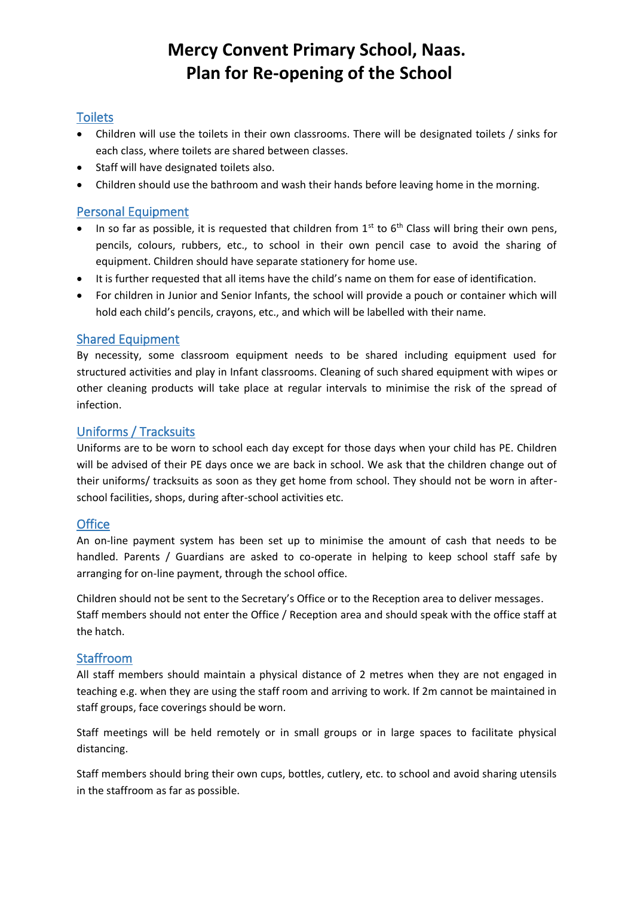# Mercy Convent Primary School, Naas.
# Plan for Re-opening of the School

## Toilets

- Children will use the toilets in their own classrooms. There will be designated toilets / sinks for each class, where toilets are shared between classes.
- Staff will have designated toilets also.
- Children should use the bathroom and wash their hands before leaving home in the morning.

## Personal Equipment

- In so far as possible, it is requested that children from 1st to 6th Class will bring their own pens, pencils, colours, rubbers, etc., to school in their own pencil case to avoid the sharing of equipment. Children should have separate stationery for home use.
- It is further requested that all items have the child's name on them for ease of identification.
- For children in Junior and Senior Infants, the school will provide a pouch or container which will hold each child's pencils, crayons, etc., and which will be labelled with their name.

## Shared Equipment

By necessity, some classroom equipment needs to be shared including equipment used for structured activities and play in Infant classrooms. Cleaning of such shared equipment with wipes or other cleaning products will take place at regular intervals to minimise the risk of the spread of infection.

## Uniforms / Tracksuits

Uniforms are to be worn to school each day except for those days when your child has PE. Children will be advised of their PE days once we are back in school. We ask that the children change out of their uniforms/ tracksuits as soon as they get home from school. They should not be worn in after-school facilities, shops, during after-school activities etc.

## Office

An on-line payment system has been set up to minimise the amount of cash that needs to be handled. Parents / Guardians are asked to co-operate in helping to keep school staff safe by arranging for on-line payment, through the school office.

Children should not be sent to the Secretary's Office or to the Reception area to deliver messages. Staff members should not enter the Office / Reception area and should speak with the office staff at the hatch.

## Staffroom

All staff members should maintain a physical distance of 2 metres when they are not engaged in teaching e.g. when they are using the staff room and arriving to work. If 2m cannot be maintained in staff groups, face coverings should be worn.

Staff meetings will be held remotely or in small groups or in large spaces to facilitate physical distancing.

Staff members should bring their own cups, bottles, cutlery, etc. to school and avoid sharing utensils in the staffroom as far as possible.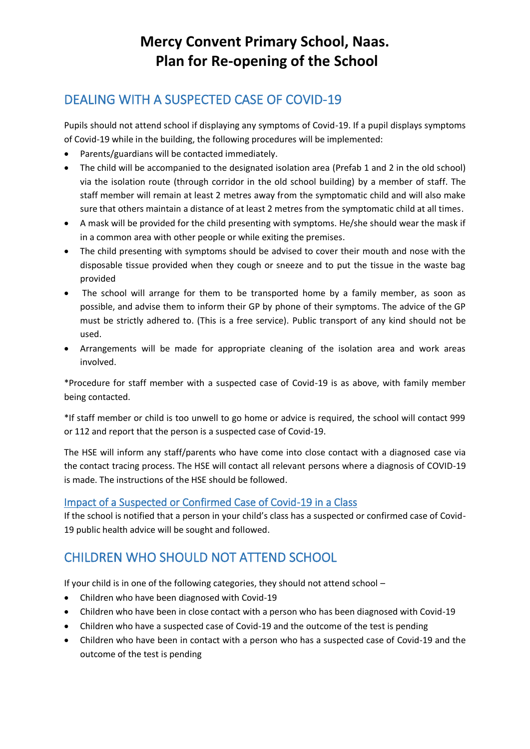# Mercy Convent Primary School, Naas.
# Plan for Re-opening of the School

## DEALING WITH A SUSPECTED CASE OF COVID-19

Pupils should not attend school if displaying any symptoms of Covid-19. If a pupil displays symptoms of Covid-19 while in the building, the following procedures will be implemented:

- Parents/guardians will be contacted immediately.
- The child will be accompanied to the designated isolation area (Prefab 1 and 2 in the old school) via the isolation route (through corridor in the old school building) by a member of staff. The staff member will remain at least 2 metres away from the symptomatic child and will also make sure that others maintain a distance of at least 2 metres from the symptomatic child at all times.
- A mask will be provided for the child presenting with symptoms. He/she should wear the mask if in a common area with other people or while exiting the premises.
- The child presenting with symptoms should be advised to cover their mouth and nose with the disposable tissue provided when they cough or sneeze and to put the tissue in the waste bag provided
- The school will arrange for them to be transported home by a family member, as soon as possible, and advise them to inform their GP by phone of their symptoms. The advice of the GP must be strictly adhered to. (This is a free service). Public transport of any kind should not be used.
- Arrangements will be made for appropriate cleaning of the isolation area and work areas involved.

*Procedure for staff member with a suspected case of Covid-19 is as above, with family member being contacted.

*If staff member or child is too unwell to go home or advice is required, the school will contact 999 or 112 and report that the person is a suspected case of Covid-19.

The HSE will inform any staff/parents who have come into close contact with a diagnosed case via the contact tracing process. The HSE will contact all relevant persons where a diagnosis of COVID-19 is made. The instructions of the HSE should be followed.

### Impact of a Suspected or Confirmed Case of Covid-19 in a Class

If the school is notified that a person in your child's class has a suspected or confirmed case of Covid-19 public health advice will be sought and followed.

## CHILDREN WHO SHOULD NOT ATTEND SCHOOL

If your child is in one of the following categories, they should not attend school –

- Children who have been diagnosed with Covid-19
- Children who have been in close contact with a person who has been diagnosed with Covid-19
- Children who have a suspected case of Covid-19 and the outcome of the test is pending
- Children who have been in contact with a person who has a suspected case of Covid-19 and the outcome of the test is pending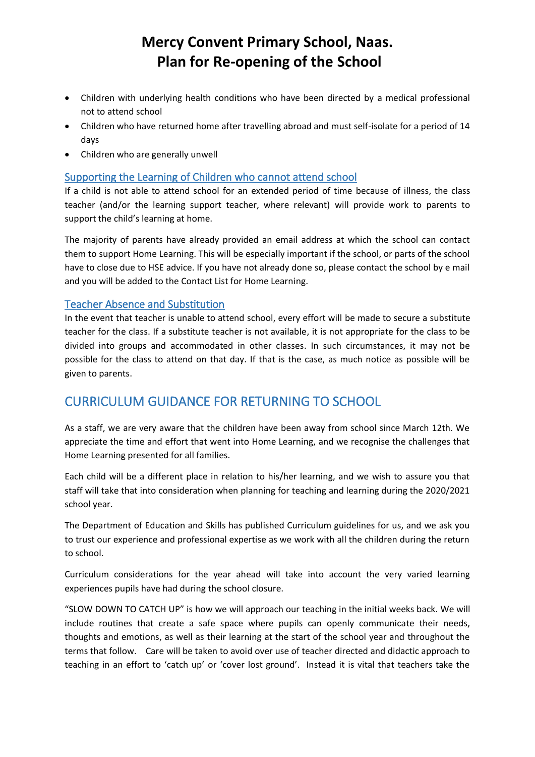# Mercy Convent Primary School, Naas.
# Plan for Re-opening of the School

- Children with underlying health conditions who have been directed by a medical professional not to attend school
- Children who have returned home after travelling abroad and must self-isolate for a period of 14 days
- Children who are generally unwell

### Supporting the Learning of Children who cannot attend school

If a child is not able to attend school for an extended period of time because of illness, the class teacher (and/or the learning support teacher, where relevant) will provide work to parents to support the child's learning at home.

The majority of parents have already provided an email address at which the school can contact them to support Home Learning. This will be especially important if the school, or parts of the school have to close due to HSE advice. If you have not already done so, please contact the school by e mail and you will be added to the Contact List for Home Learning.

### Teacher Absence and Substitution

In the event that teacher is unable to attend school, every effort will be made to secure a substitute teacher for the class. If a substitute teacher is not available, it is not appropriate for the class to be divided into groups and accommodated in other classes. In such circumstances, it may not be possible for the class to attend on that day. If that is the case, as much notice as possible will be given to parents.

## CURRICULUM GUIDANCE FOR RETURNING TO SCHOOL

As a staff, we are very aware that the children have been away from school since March 12th. We appreciate the time and effort that went into Home Learning, and we recognise the challenges that Home Learning presented for all families.

Each child will be a different place in relation to his/her learning, and we wish to assure you that staff will take that into consideration when planning for teaching and learning during the 2020/2021 school year.

The Department of Education and Skills has published Curriculum guidelines for us, and we ask you to trust our experience and professional expertise as we work with all the children during the return to school.

Curriculum considerations for the year ahead will take into account the very varied learning experiences pupils have had during the school closure.

"SLOW DOWN TO CATCH UP" is how we will approach our teaching in the initial weeks back. We will include routines that create a safe space where pupils can openly communicate their needs, thoughts and emotions, as well as their learning at the start of the school year and throughout the terms that follow. Care will be taken to avoid over use of teacher directed and didactic approach to teaching in an effort to 'catch up' or 'cover lost ground'. Instead it is vital that teachers take the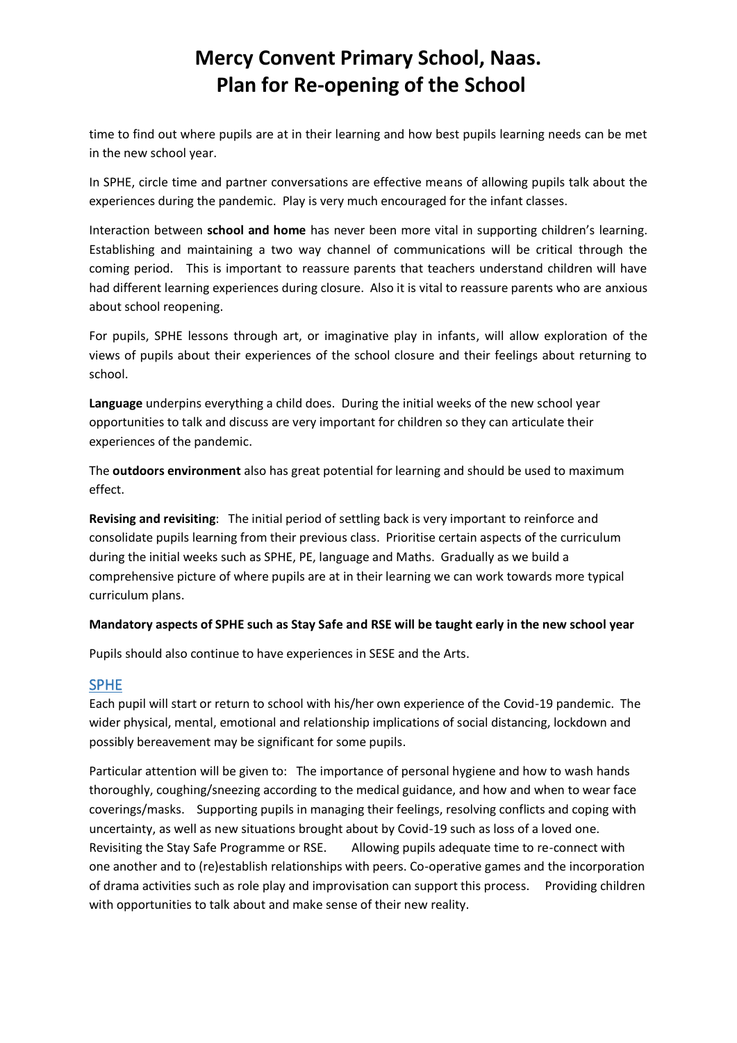time to find out where pupils are at in their learning and how best pupils learning needs can be met in the new school year.

In SPHE, circle time and partner conversations are effective means of allowing pupils talk about the experiences during the pandemic. Play is very much encouraged for the infant classes.

Interaction between **school and home** has never been more vital in supporting children's learning. Establishing and maintaining a two way channel of communications will be critical through the coming period. This is important to reassure parents that teachers understand children will have had different learning experiences during closure. Also it is vital to reassure parents who are anxious about school reopening.

For pupils, SPHE lessons through art, or imaginative play in infants, will allow exploration of the views of pupils about their experiences of the school closure and their feelings about returning to school.

**Language** underpins everything a child does. During the initial weeks of the new school year opportunities to talk and discuss are very important for children so they can articulate their experiences of the pandemic.

The **outdoors environment** also has great potential for learning and should be used to maximum effect.

**Revising and revisiting**: The initial period of settling back is very important to reinforce and consolidate pupils learning from their previous class. Prioritise certain aspects of the curriculum during the initial weeks such as SPHE, PE, language and Maths. Gradually as we build a comprehensive picture of where pupils are at in their learning we can work towards more typical curriculum plans.

**Mandatory aspects of SPHE such as Stay Safe and RSE will be taught early in the new school year**

Pupils should also continue to have experiences in SESE and the Arts.

## SPHE

Each pupil will start or return to school with his/her own experience of the Covid-19 pandemic. The wider physical, mental, emotional and relationship implications of social distancing, lockdown and possibly bereavement may be significant for some pupils.

Particular attention will be given to: The importance of personal hygiene and how to wash hands thoroughly, coughing/sneezing according to the medical guidance, and how and when to wear face coverings/masks. Supporting pupils in managing their feelings, resolving conflicts and coping with uncertainty, as well as new situations brought about by Covid-19 such as loss of a loved one. Revisiting the Stay Safe Programme or RSE. Allowing pupils adequate time to re-connect with one another and to (re)establish relationships with peers. Co-operative games and the incorporation of drama activities such as role play and improvisation can support this process. Providing children with opportunities to talk about and make sense of their new reality.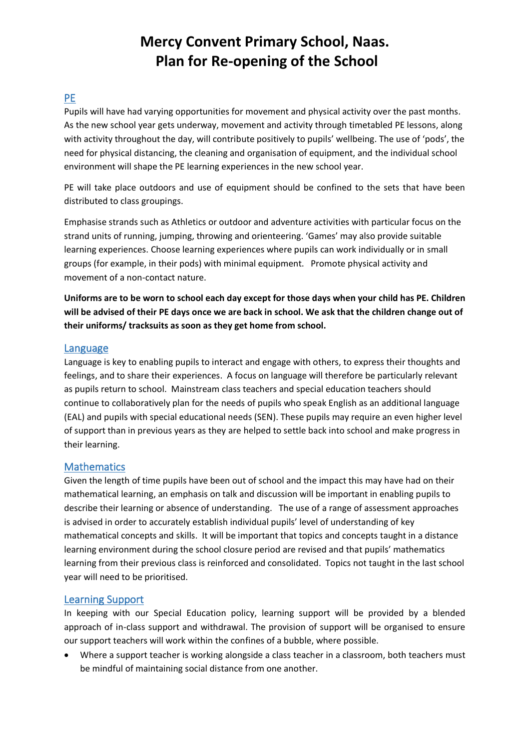# Mercy Convent Primary School, Naas.
# Plan for Re-opening of the School

## PE

Pupils will have had varying opportunities for movement and physical activity over the past months. As the new school year gets underway, movement and activity through timetabled PE lessons, along with activity throughout the day, will contribute positively to pupils' wellbeing. The use of 'pods', the need for physical distancing, the cleaning and organisation of equipment, and the individual school environment will shape the PE learning experiences in the new school year.

PE will take place outdoors and use of equipment should be confined to the sets that have been distributed to class groupings.

Emphasise strands such as Athletics or outdoor and adventure activities with particular focus on the strand units of running, jumping, throwing and orienteering. 'Games' may also provide suitable learning experiences. Choose learning experiences where pupils can work individually or in small groups (for example, in their pods) with minimal equipment. Promote physical activity and movement of a non-contact nature.

**Uniforms are to be worn to school each day except for those days when your child has PE. Children will be advised of their PE days once we are back in school. We ask that the children change out of their uniforms/ tracksuits as soon as they get home from school.**

## Language

Language is key to enabling pupils to interact and engage with others, to express their thoughts and feelings, and to share their experiences. A focus on language will therefore be particularly relevant as pupils return to school. Mainstream class teachers and special education teachers should continue to collaboratively plan for the needs of pupils who speak English as an additional language (EAL) and pupils with special educational needs (SEN). These pupils may require an even higher level of support than in previous years as they are helped to settle back into school and make progress in their learning.

## Mathematics

Given the length of time pupils have been out of school and the impact this may have had on their mathematical learning, an emphasis on talk and discussion will be important in enabling pupils to describe their learning or absence of understanding. The use of a range of assessment approaches is advised in order to accurately establish individual pupils' level of understanding of key mathematical concepts and skills. It will be important that topics and concepts taught in a distance learning environment during the school closure period are revised and that pupils' mathematics learning from their previous class is reinforced and consolidated. Topics not taught in the last school year will need to be prioritised.

## Learning Support

In keeping with our Special Education policy, learning support will be provided by a blended approach of in-class support and withdrawal. The provision of support will be organised to ensure our support teachers will work within the confines of a bubble, where possible.

- Where a support teacher is working alongside a class teacher in a classroom, both teachers must be mindful of maintaining social distance from one another.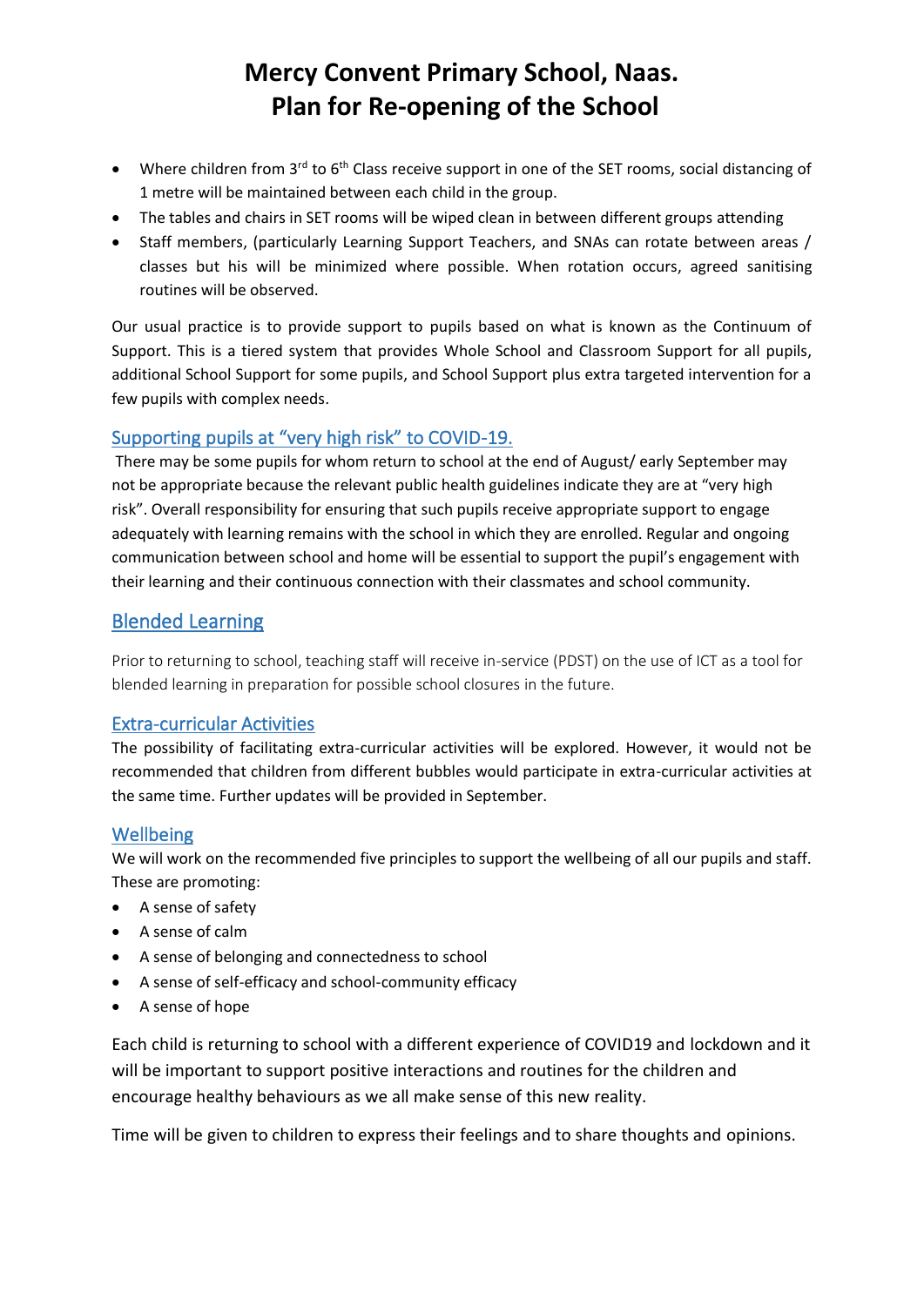# Mercy Convent Primary School, Naas.
# Plan for Re-opening of the School

- Where children from 3rd to 6th Class receive support in one of the SET rooms, social distancing of 1 metre will be maintained between each child in the group.
- The tables and chairs in SET rooms will be wiped clean in between different groups attending
- Staff members, (particularly Learning Support Teachers, and SNAs can rotate between areas / classes but his will be minimized where possible. When rotation occurs, agreed sanitising routines will be observed.

Our usual practice is to provide support to pupils based on what is known as the Continuum of Support. This is a tiered system that provides Whole School and Classroom Support for all pupils, additional School Support for some pupils, and School Support plus extra targeted intervention for a few pupils with complex needs.

### Supporting pupils at "very high risk" to COVID-19.

There may be some pupils for whom return to school at the end of August/ early September may not be appropriate because the relevant public health guidelines indicate they are at "very high risk". Overall responsibility for ensuring that such pupils receive appropriate support to engage adequately with learning remains with the school in which they are enrolled. Regular and ongoing communication between school and home will be essential to support the pupil's engagement with their learning and their continuous connection with their classmates and school community.

## Blended Learning

Prior to returning to school, teaching staff will receive in-service (PDST) on the use of ICT as a tool for blended learning in preparation for possible school closures in the future.

### Extra-curricular Activities

The possibility of facilitating extra-curricular activities will be explored. However, it would not be recommended that children from different bubbles would participate in extra-curricular activities at the same time. Further updates will be provided in September.

### Wellbeing

We will work on the recommended five principles to support the wellbeing of all our pupils and staff. These are promoting:

- A sense of safety
- A sense of calm
- A sense of belonging and connectedness to school
- A sense of self-efficacy and school-community efficacy
- A sense of hope

Each child is returning to school with a different experience of COVID19 and lockdown and it will be important to support positive interactions and routines for the children and encourage healthy behaviours as we all make sense of this new reality.

Time will be given to children to express their feelings and to share thoughts and opinions.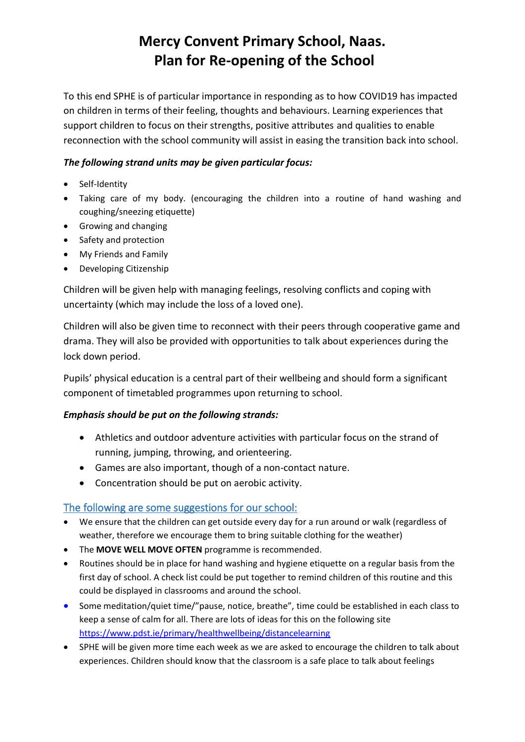# Mercy Convent Primary School, Naas.
# Plan for Re-opening of the School

To this end SPHE is of particular importance in responding as to how COVID19 has impacted on children in terms of their feeling, thoughts and behaviours. Learning experiences that support children to focus on their strengths, positive attributes and qualities to enable reconnection with the school community will assist in easing the transition back into school.

***The following strand units may be given particular focus:***

- Self-Identity
- Taking care of my body. (encouraging the children into a routine of hand washing and coughing/sneezing etiquette)
- Growing and changing
- Safety and protection
- My Friends and Family
- Developing Citizenship

Children will be given help with managing feelings, resolving conflicts and coping with uncertainty (which may include the loss of a loved one).

Children will also be given time to reconnect with their peers through cooperative game and drama. They will also be provided with opportunities to talk about experiences during the lock down period.

Pupils' physical education is a central part of their wellbeing and should form a significant component of timetabled programmes upon returning to school.

***Emphasis should be put on the following strands:***

- Athletics and outdoor adventure activities with particular focus on the strand of running, jumping, throwing, and orienteering.
- Games are also important, though of a non-contact nature.
- Concentration should be put on aerobic activity.

## The following are some suggestions for our school:

- We ensure that the children can get outside every day for a run around or walk (regardless of weather, therefore we encourage them to bring suitable clothing for the weather)
- The **MOVE WELL MOVE OFTEN** programme is recommended.
- Routines should be in place for hand washing and hygiene etiquette on a regular basis from the first day of school. A check list could be put together to remind children of this routine and this could be displayed in classrooms and around the school.
- Some meditation/quiet time/"pause, notice, breathe", time could be established in each class to keep a sense of calm for all. There are lots of ideas for this on the following site https://www.pdst.ie/primary/healthwellbeing/distancelearning
- SPHE will be given more time each week as we are asked to encourage the children to talk about experiences. Children should know that the classroom is a safe place to talk about feelings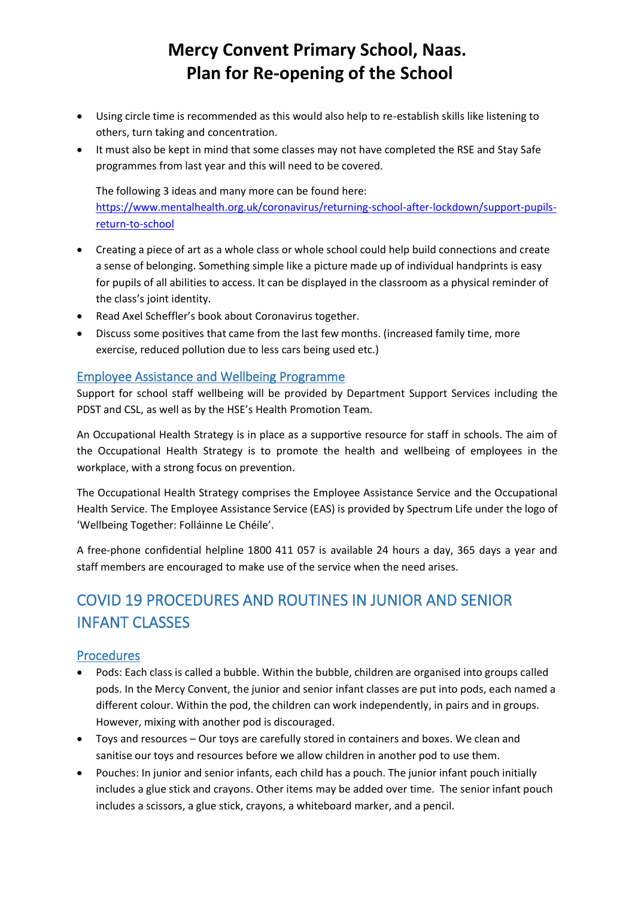# Mercy Convent Primary School, Naas.
# Plan for Re-opening of the School

- Using circle time is recommended as this would also help to re-establish skills like listening to others, turn taking and concentration.
- It must also be kept in mind that some classes may not have completed the RSE and Stay Safe programmes from last year and this will need to be covered.

  The following 3 ideas and many more can be found here: [https://www.mentalhealth.org.uk/coronavirus/returning-school-after-lockdown/support-pupils-return-to-school](https://www.mentalhealth.org.uk/coronavirus/returning-school-after-lockdown/support-pupils-return-to-school)

- Creating a piece of art as a whole class or whole school could help build connections and create a sense of belonging. Something simple like a picture made up of individual handprints is easy for pupils of all abilities to access. It can be displayed in the classroom as a physical reminder of the class's joint identity.
- Read Axel Scheffler's book about Coronavirus together.
- Discuss some positives that came from the last few months. (increased family time, more exercise, reduced pollution due to less cars being used etc.)

### Employee Assistance and Wellbeing Programme

Support for school staff wellbeing will be provided by Department Support Services including the PDST and CSL, as well as by the HSE's Health Promotion Team.

An Occupational Health Strategy is in place as a supportive resource for staff in schools. The aim of the Occupational Health Strategy is to promote the health and wellbeing of employees in the workplace, with a strong focus on prevention.

The Occupational Health Strategy comprises the Employee Assistance Service and the Occupational Health Service. The Employee Assistance Service (EAS) is provided by Spectrum Life under the logo of 'Wellbeing Together: Folláinne Le Chéile'.

A free-phone confidential helpline 1800 411 057 is available 24 hours a day, 365 days a year and staff members are encouraged to make use of the service when the need arises.

## COVID 19 PROCEDURES AND ROUTINES IN JUNIOR AND SENIOR INFANT CLASSES

### Procedures

- Pods: Each class is called a bubble. Within the bubble, children are organised into groups called pods. In the Mercy Convent, the junior and senior infant classes are put into pods, each named a different colour. Within the pod, the children can work independently, in pairs and in groups. However, mixing with another pod is discouraged.
- Toys and resources – Our toys are carefully stored in containers and boxes. We clean and sanitise our toys and resources before we allow children in another pod to use them.
- Pouches: In junior and senior infants, each child has a pouch. The junior infant pouch initially includes a glue stick and crayons. Other items may be added over time. The senior infant pouch includes a scissors, a glue stick, crayons, a whiteboard marker, and a pencil.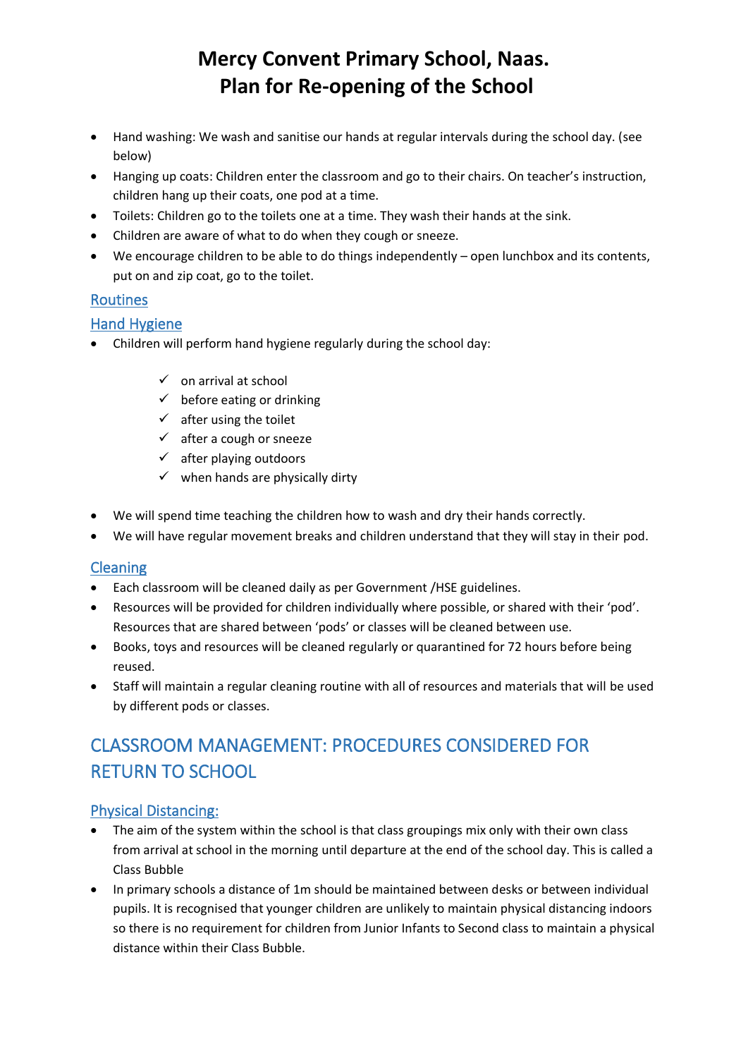# Mercy Convent Primary School, Naas.
# Plan for Re-opening of the School

- Hand washing: We wash and sanitise our hands at regular intervals during the school day. (see below)
- Hanging up coats: Children enter the classroom and go to their chairs. On teacher's instruction, children hang up their coats, one pod at a time.
- Toilets: Children go to the toilets one at a time. They wash their hands at the sink.
- Children are aware of what to do when they cough or sneeze.
- We encourage children to be able to do things independently – open lunchbox and its contents, put on and zip coat, go to the toilet.

### Routines

### Hand Hygiene

- Children will perform hand hygiene regularly during the school day:
    - ✓ on arrival at school
    - ✓ before eating or drinking
    - ✓ after using the toilet
    - ✓ after a cough or sneeze
    - ✓ after playing outdoors
    - ✓ when hands are physically dirty
- We will spend time teaching the children how to wash and dry their hands correctly.
- We will have regular movement breaks and children understand that they will stay in their pod.

### Cleaning

- Each classroom will be cleaned daily as per Government /HSE guidelines.
- Resources will be provided for children individually where possible, or shared with their 'pod'. Resources that are shared between 'pods' or classes will be cleaned between use.
- Books, toys and resources will be cleaned regularly or quarantined for 72 hours before being reused.
- Staff will maintain a regular cleaning routine with all of resources and materials that will be used by different pods or classes.

## CLASSROOM MANAGEMENT: PROCEDURES CONSIDERED FOR RETURN TO SCHOOL

### Physical Distancing:

- The aim of the system within the school is that class groupings mix only with their own class from arrival at school in the morning until departure at the end of the school day. This is called a Class Bubble
- In primary schools a distance of 1m should be maintained between desks or between individual pupils. It is recognised that younger children are unlikely to maintain physical distancing indoors so there is no requirement for children from Junior Infants to Second class to maintain a physical distance within their Class Bubble.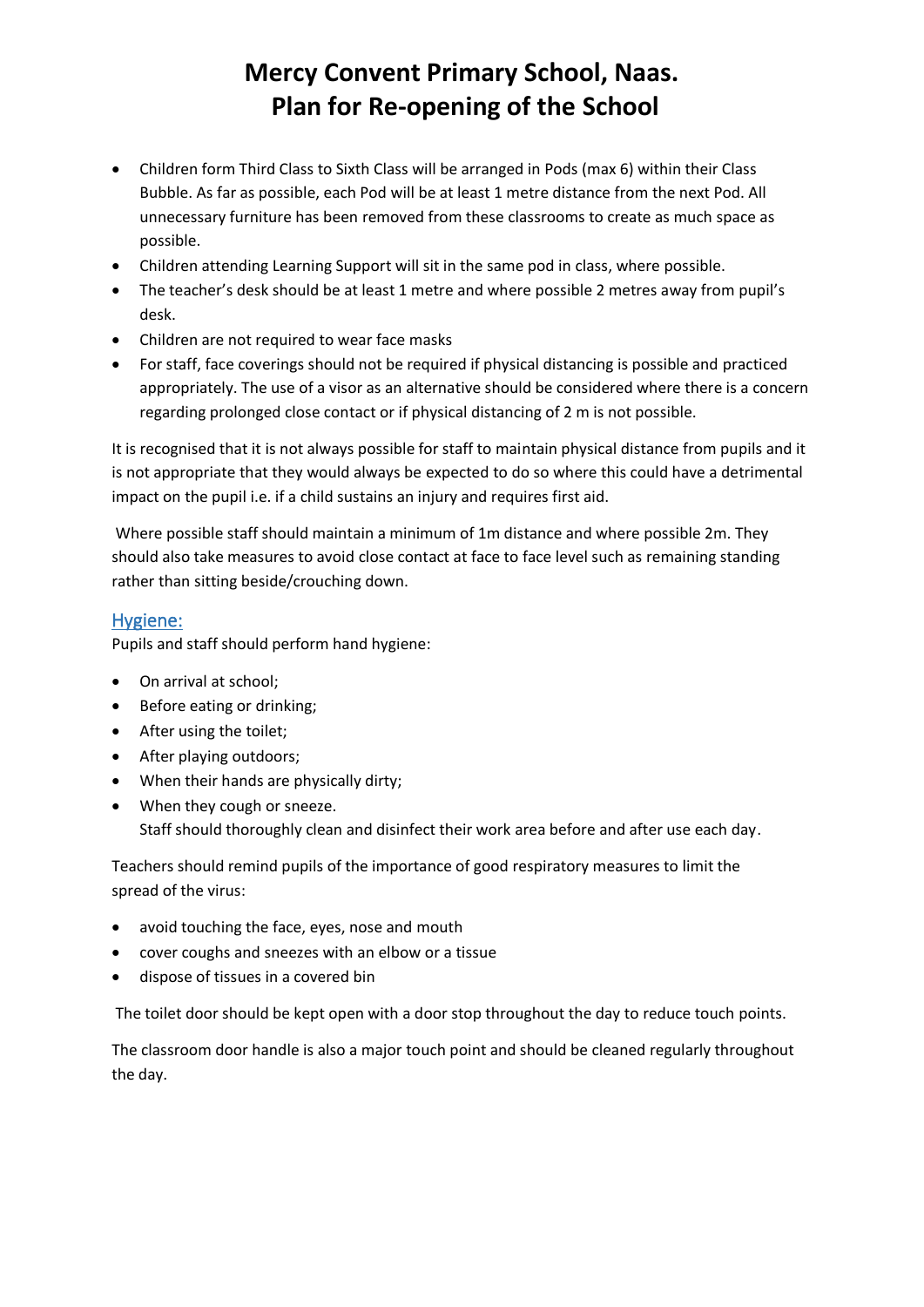# Mercy Convent Primary School, Naas.
# Plan for Re-opening of the School

- Children form Third Class to Sixth Class will be arranged in Pods (max 6) within their Class Bubble. As far as possible, each Pod will be at least 1 metre distance from the next Pod. All unnecessary furniture has been removed from these classrooms to create as much space as possible.
- Children attending Learning Support will sit in the same pod in class, where possible.
- The teacher's desk should be at least 1 metre and where possible 2 metres away from pupil's desk.
- Children are not required to wear face masks
- For staff, face coverings should not be required if physical distancing is possible and practiced appropriately. The use of a visor as an alternative should be considered where there is a concern regarding prolonged close contact or if physical distancing of 2 m is not possible.

It is recognised that it is not always possible for staff to maintain physical distance from pupils and it is not appropriate that they would always be expected to do so where this could have a detrimental impact on the pupil i.e. if a child sustains an injury and requires first aid.

Where possible staff should maintain a minimum of 1m distance and where possible 2m. They should also take measures to avoid close contact at face to face level such as remaining standing rather than sitting beside/crouching down.

## Hygiene:

Pupils and staff should perform hand hygiene:

- On arrival at school;
- Before eating or drinking;
- After using the toilet;
- After playing outdoors;
- When their hands are physically dirty;
- When they cough or sneeze.

  Staff should thoroughly clean and disinfect their work area before and after use each day.

Teachers should remind pupils of the importance of good respiratory measures to limit the spread of the virus:

- avoid touching the face, eyes, nose and mouth
- cover coughs and sneezes with an elbow or a tissue
- dispose of tissues in a covered bin

The toilet door should be kept open with a door stop throughout the day to reduce touch points.

The classroom door handle is also a major touch point and should be cleaned regularly throughout the day.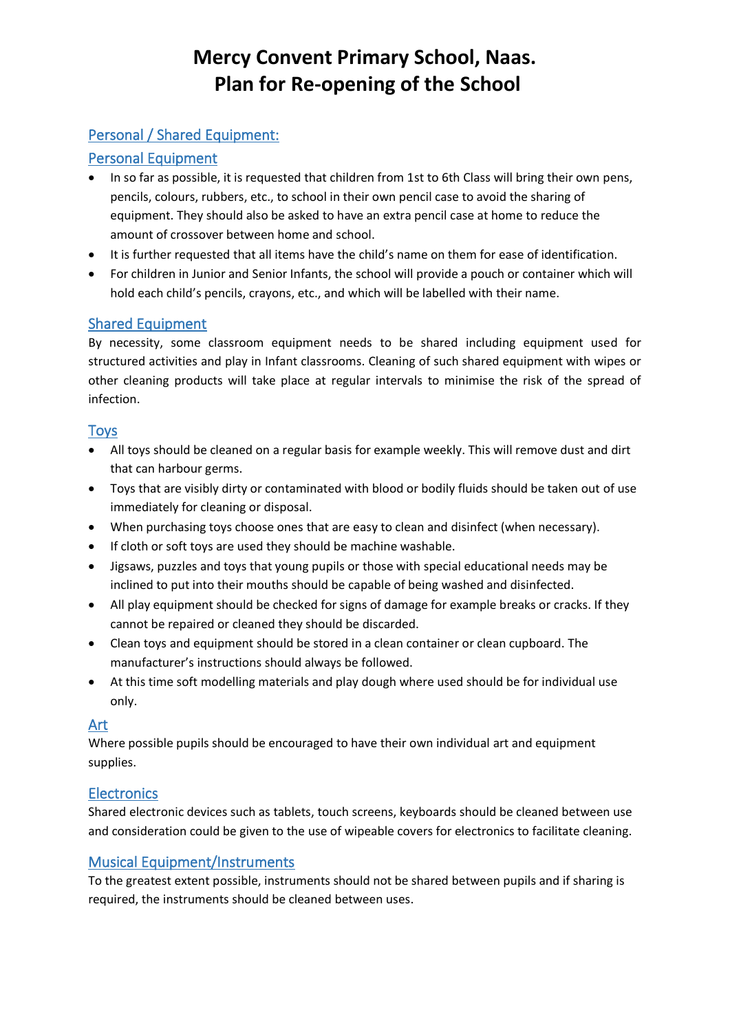# Mercy Convent Primary School, Naas.
# Plan for Re-opening of the School

## Personal / Shared Equipment:

### Personal Equipment

- In so far as possible, it is requested that children from 1st to 6th Class will bring their own pens, pencils, colours, rubbers, etc., to school in their own pencil case to avoid the sharing of equipment. They should also be asked to have an extra pencil case at home to reduce the amount of crossover between home and school.
- It is further requested that all items have the child's name on them for ease of identification.
- For children in Junior and Senior Infants, the school will provide a pouch or container which will hold each child's pencils, crayons, etc., and which will be labelled with their name.

### Shared Equipment

By necessity, some classroom equipment needs to be shared including equipment used for structured activities and play in Infant classrooms. Cleaning of such shared equipment with wipes or other cleaning products will take place at regular intervals to minimise the risk of the spread of infection.

### Toys

- All toys should be cleaned on a regular basis for example weekly. This will remove dust and dirt that can harbour germs.
- Toys that are visibly dirty or contaminated with blood or bodily fluids should be taken out of use immediately for cleaning or disposal.
- When purchasing toys choose ones that are easy to clean and disinfect (when necessary).
- If cloth or soft toys are used they should be machine washable.
- Jigsaws, puzzles and toys that young pupils or those with special educational needs may be inclined to put into their mouths should be capable of being washed and disinfected.
- All play equipment should be checked for signs of damage for example breaks or cracks. If they cannot be repaired or cleaned they should be discarded.
- Clean toys and equipment should be stored in a clean container or clean cupboard. The manufacturer's instructions should always be followed.
- At this time soft modelling materials and play dough where used should be for individual use only.

### Art

Where possible pupils should be encouraged to have their own individual art and equipment supplies.

### Electronics

Shared electronic devices such as tablets, touch screens, keyboards should be cleaned between use and consideration could be given to the use of wipeable covers for electronics to facilitate cleaning.

### Musical Equipment/Instruments

To the greatest extent possible, instruments should not be shared between pupils and if sharing is required, the instruments should be cleaned between uses.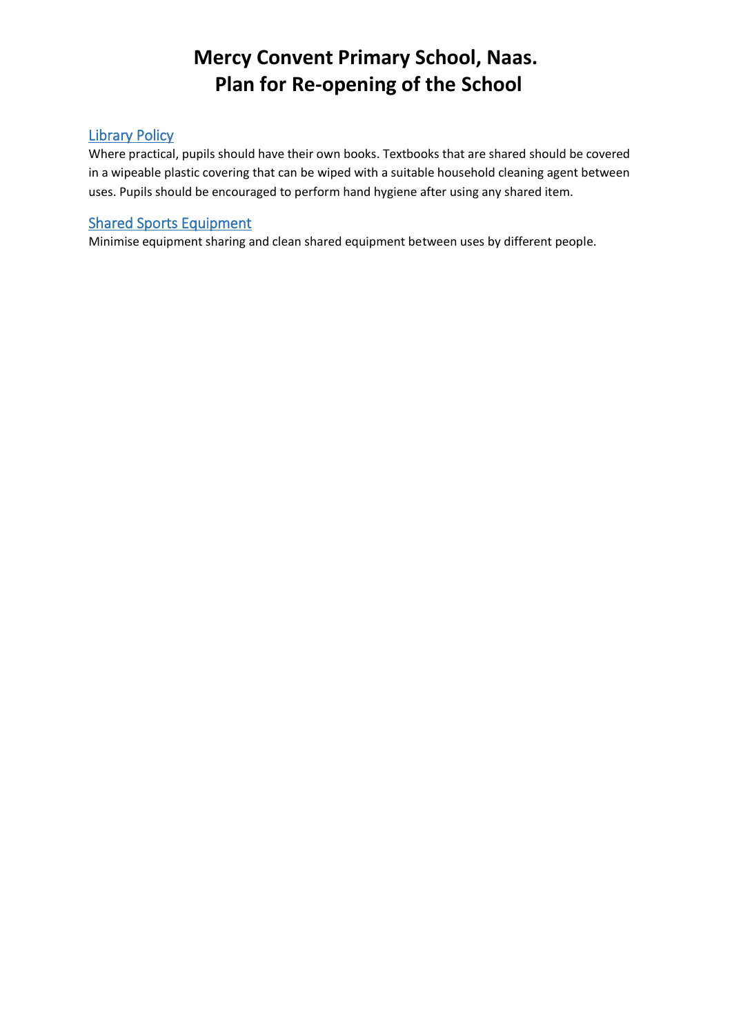# Mercy Convent Primary School, Naas.
# Plan for Re-opening of the School

## Library Policy

Where practical, pupils should have their own books. Textbooks that are shared should be covered in a wipeable plastic covering that can be wiped with a suitable household cleaning agent between uses. Pupils should be encouraged to perform hand hygiene after using any shared item.

## Shared Sports Equipment

Minimise equipment sharing and clean shared equipment between uses by different people.